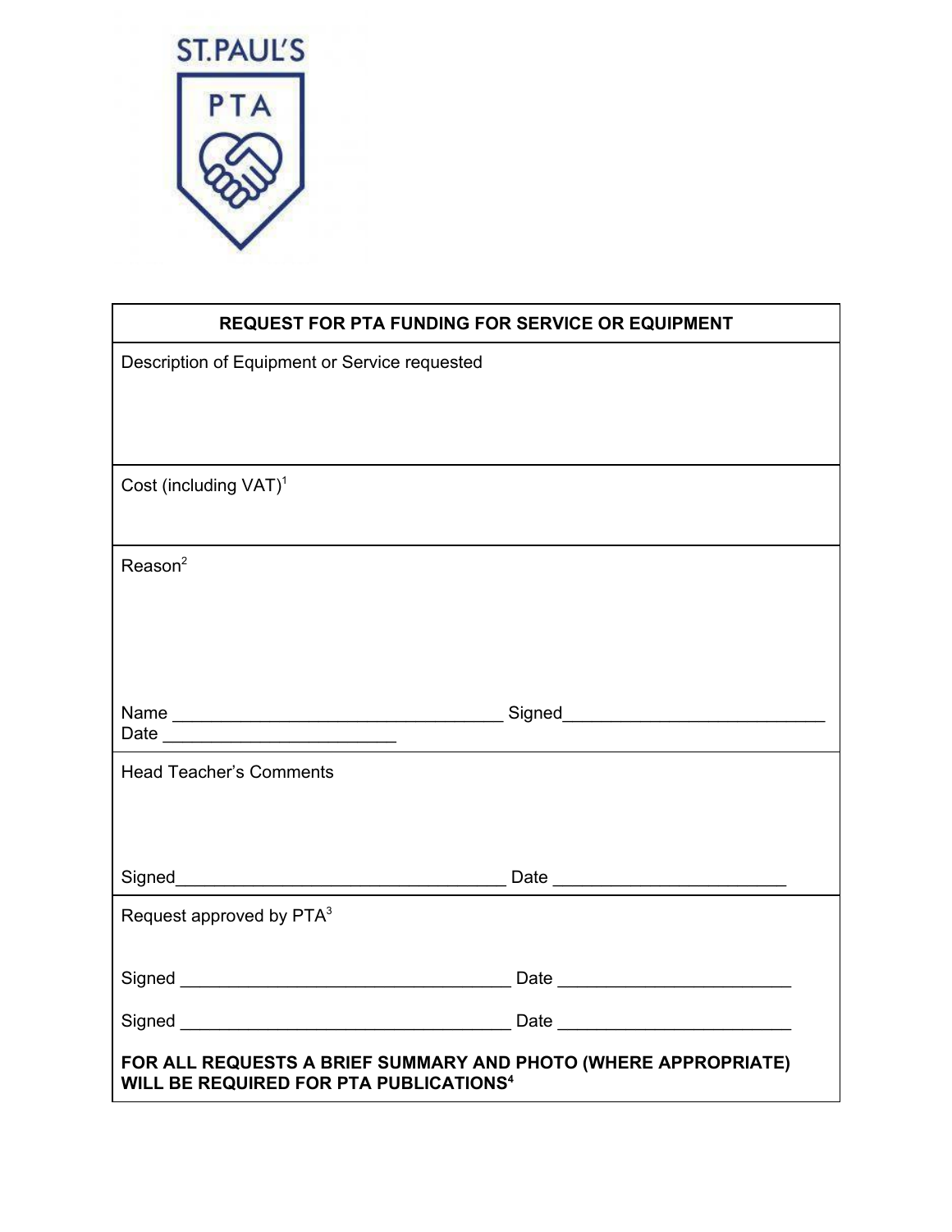ST.PAUL'S

PTA

| REQUEST FOR PTA FUNDING FOR SERVICE OR EQUIPMENT |
|---|
| Description of Equipment or Service requested |
| Cost (including VAT)[1] |
| Reason[2]<br><br>Name ________________________________ Signed__________________________<br>Date ______________________ |
| Head Teacher's Comments<br><br>Signed________________________________ Date ______________________ |
| Request approved by PTA[3]<br><br>Signed ________________________________ Date ______________________<br><br>Signed ________________________________ Date ______________________<br><br>**FOR ALL REQUESTS A BRIEF SUMMARY AND PHOTO (WHERE APPROPRIATE) WILL BE REQUIRED FOR PTA PUBLICATIONS[4]** |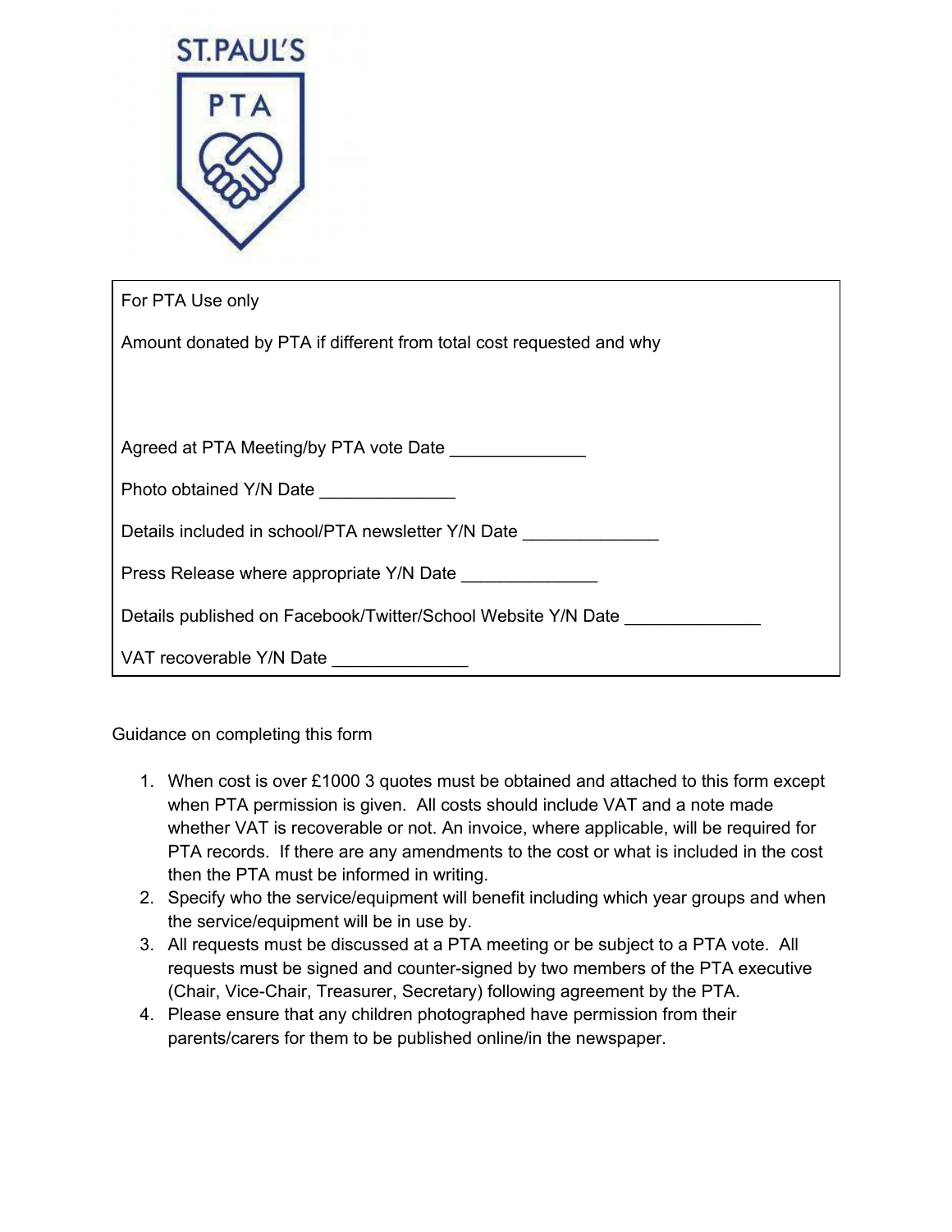For PTA Use only

Amount donated by PTA if different from total cost requested and why

Agreed at PTA Meeting/by PTA vote Date ______________

Photo obtained Y/N Date ______________

Details included in school/PTA newsletter Y/N Date ______________

Press Release where appropriate Y/N Date ______________

Details published on Facebook/Twitter/School Website Y/N Date ______________

VAT recoverable Y/N Date ______________

Guidance on completing this form

1. When cost is over £1000 3 quotes must be obtained and attached to this form except when PTA permission is given. All costs should include VAT and a note made whether VAT is recoverable or not. An invoice, where applicable, will be required for PTA records. If there are any amendments to the cost or what is included in the cost then the PTA must be informed in writing.
2. Specify who the service/equipment will benefit including which year groups and when the service/equipment will be in use by.
3. All requests must be discussed at a PTA meeting or be subject to a PTA vote. All requests must be signed and counter-signed by two members of the PTA executive (Chair, Vice-Chair, Treasurer, Secretary) following agreement by the PTA.
4. Please ensure that any children photographed have permission from their parents/carers for them to be published online/in the newspaper.